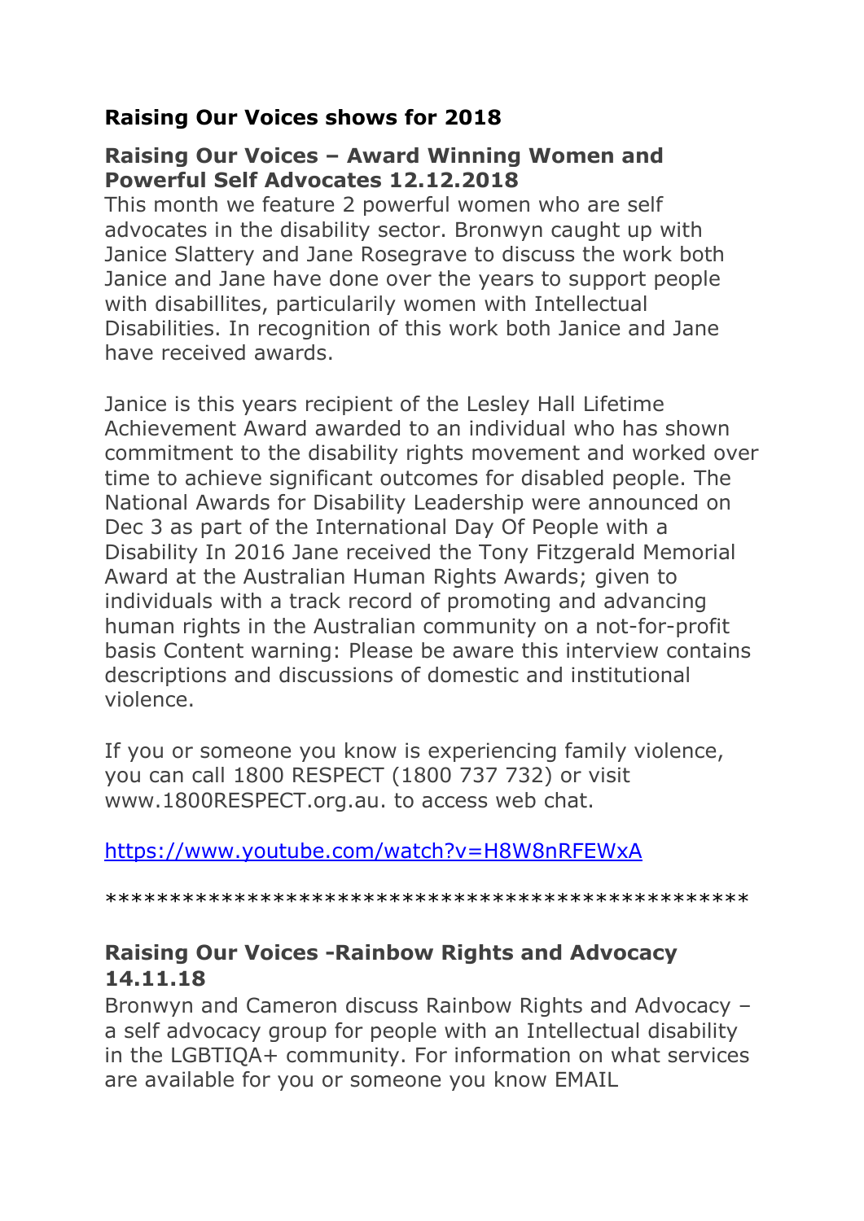## Raising Our Voices shows for 2018

### Raising Our Voices – Award Winning Women and Powerful Self Advocates 12.12.2018

This month we feature 2 powerful women who are self advocates in the disability sector. Bronwyn caught up with Janice Slattery and Jane Rosegrave to discuss the work both Janice and Jane have done over the years to support people with disabillites, particularily women with Intellectual Disabilities. In recognition of this work both Janice and Jane have received awards.

Janice is this years recipient of the Lesley Hall Lifetime Achievement Award awarded to an individual who has shown commitment to the disability rights movement and worked over time to achieve significant outcomes for disabled people. The National Awards for Disability Leadership were announced on Dec 3 as part of the International Day Of People with a Disability In 2016 Jane received the Tony Fitzgerald Memorial Award at the Australian Human Rights Awards; given to individuals with a track record of promoting and advancing human rights in the Australian community on a not-for-profit basis Content warning: Please be aware this interview contains descriptions and discussions of domestic and institutional violence.

If you or someone you know is experiencing family violence, you can call 1800 RESPECT (1800 737 732) or visit www.1800RESPECT.org.au. to access web chat.

https://www.youtube.com/watch?v=H8W8nRFEWxA

**************************************************

### Raising Our Voices -Rainbow Rights and Advocacy 14.11.18

Bronwyn and Cameron discuss Rainbow Rights and Advocacy – a self advocacy group for people with an Intellectual disability in the LGBTIQA+ community. For information on what services are available for you or someone you know EMAIL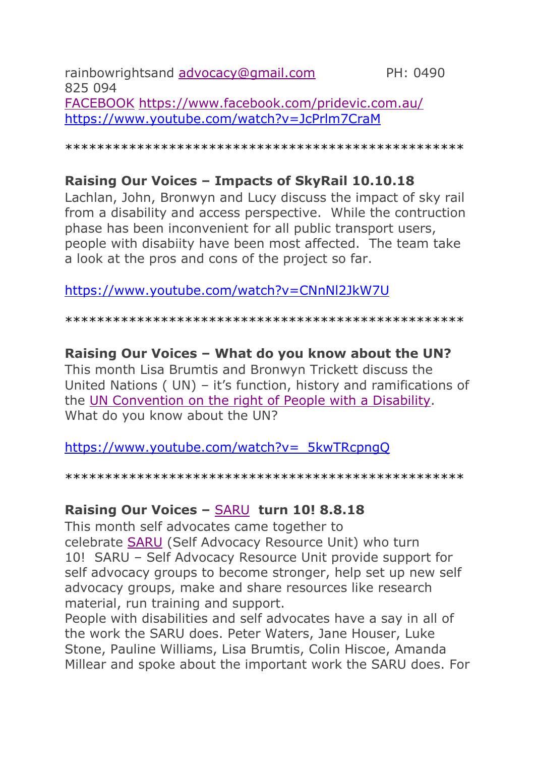rainbowrightsand advocacy@gmail.com PH: 0490 825 094
FACEBOOK https://www.facebook.com/pridevic.com.au/
https://www.youtube.com/watch?v=JcPrlm7CraM

**************************************************

**Raising Our Voices – Impacts of SkyRail 10.10.18**
Lachlan, John, Bronwyn and Lucy discuss the impact of sky rail from a disability and access perspective. While the contruction phase has been inconvenient for all public transport users, people with disabiity have been most affected. The team take a look at the pros and cons of the project so far.

https://www.youtube.com/watch?v=CNnNl2JkW7U

**************************************************

**Raising Our Voices – What do you know about the UN?**
This month Lisa Brumtis and Bronwyn Trickett discuss the United Nations ( UN) – it's function, history and ramifications of the UN Convention on the right of People with a Disability. What do you know about the UN?

https://www.youtube.com/watch?v=_5kwTRcpngQ

**************************************************

**Raising Our Voices – SARU turn 10! 8.8.18**
This month self advocates came together to celebrate SARU (Self Advocacy Resource Unit) who turn 10! SARU – Self Advocacy Resource Unit provide support for self advocacy groups to become stronger, help set up new self advocacy groups, make and share resources like research material, run training and support.
People with disabilities and self advocates have a say in all of the work the SARU does. Peter Waters, Jane Houser, Luke Stone, Pauline Williams, Lisa Brumtis, Colin Hiscoe, Amanda Millear and spoke about the important work the SARU does. For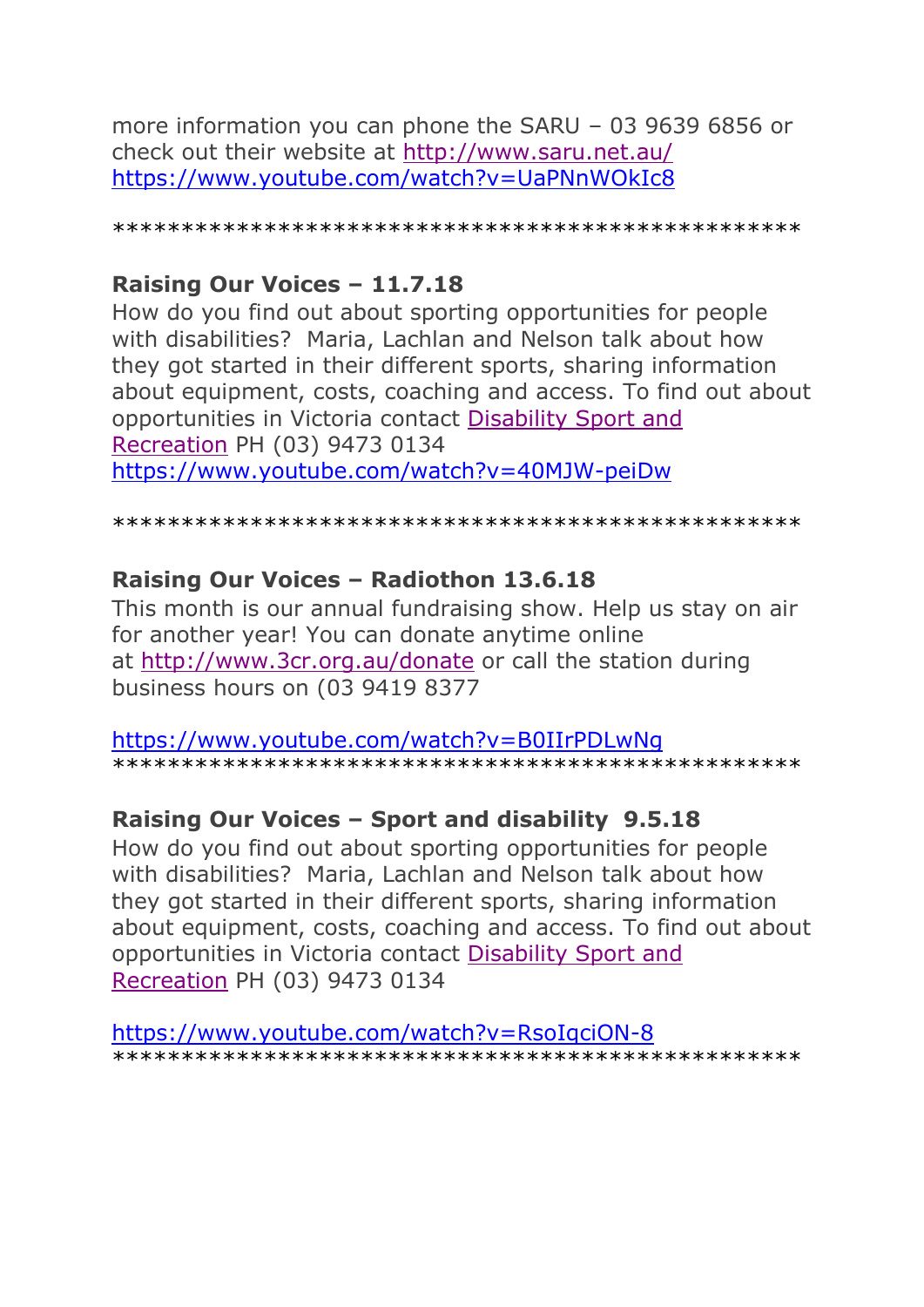more information you can phone the SARU – 03 9639 6856 or check out their website at [http://www.saru.net.au/](http://www.saru.net.au/)
[https://www.youtube.com/watch?v=UaPNnWOkIc8](https://www.youtube.com/watch?v=UaPNnWOkIc8)

************************************************

**Raising Our Voices – 11.7.18**

How do you find out about sporting opportunities for people with disabilities? Maria, Lachlan and Nelson talk about how they got started in their different sports, sharing information about equipment, costs, coaching and access. To find out about opportunities in Victoria contact Disability Sport and Recreation PH (03) 9473 0134
[https://www.youtube.com/watch?v=40MJW-peiDw](https://www.youtube.com/watch?v=40MJW-peiDw)

************************************************

**Raising Our Voices – Radiothon 13.6.18**

This month is our annual fundraising show. Help us stay on air for another year! You can donate anytime online at [http://www.3cr.org.au/donate](http://www.3cr.org.au/donate) or call the station during business hours on (03 9419 8377

[https://www.youtube.com/watch?v=B0IIrPDLwNg](https://www.youtube.com/watch?v=B0IIrPDLwNg)
************************************************

**Raising Our Voices – Sport and disability 9.5.18**

How do you find out about sporting opportunities for people with disabilities? Maria, Lachlan and Nelson talk about how they got started in their different sports, sharing information about equipment, costs, coaching and access. To find out about opportunities in Victoria contact Disability Sport and Recreation PH (03) 9473 0134

[https://www.youtube.com/watch?v=RsoIqciON-8](https://www.youtube.com/watch?v=RsoIqciON-8)
************************************************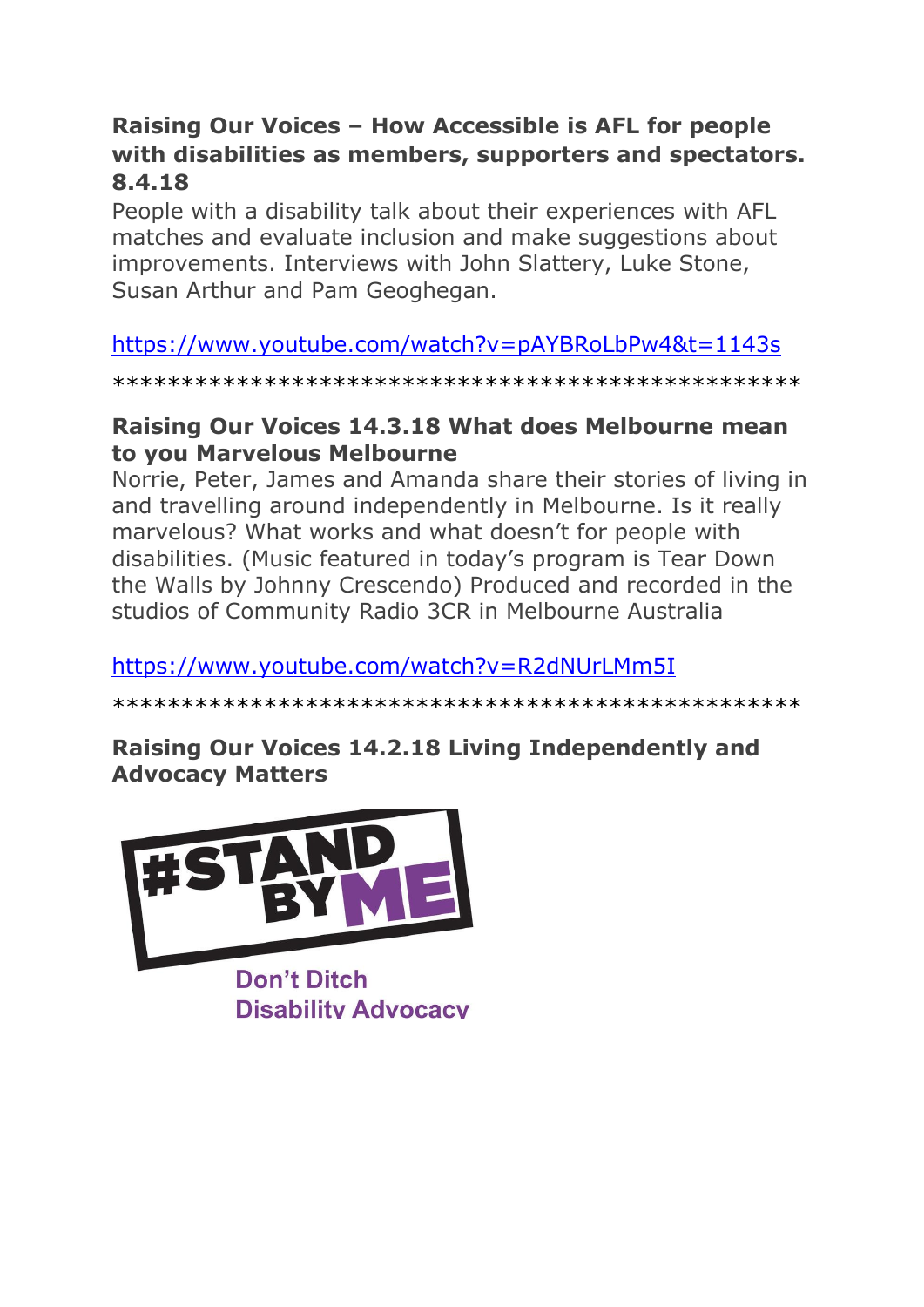**Raising Our Voices – How Accessible is AFL for people with disabilities as members, supporters and spectators. 8.4.18**

People with a disability talk about their experiences with AFL matches and evaluate inclusion and make suggestions about improvements. Interviews with John Slattery, Luke Stone, Susan Arthur and Pam Geoghegan.

https://www.youtube.com/watch?v=pAYBRoLbPw4&t=1143s

*************************************************

**Raising Our Voices 14.3.18 What does Melbourne mean to you Marvelous Melbourne**

Norrie, Peter, James and Amanda share their stories of living in and travelling around independently in Melbourne. Is it really marvelous? What works and what doesn't for people with disabilities. (Music featured in today's program is Tear Down the Walls by Johnny Crescendo) Produced and recorded in the studios of Community Radio 3CR in Melbourne Australia

https://www.youtube.com/watch?v=R2dNUrLMm5I

*************************************************

**Raising Our Voices 14.2.18 Living Independently and Advocacy Matters**

#STAND BY ME

Don't Ditch Disability Advocacy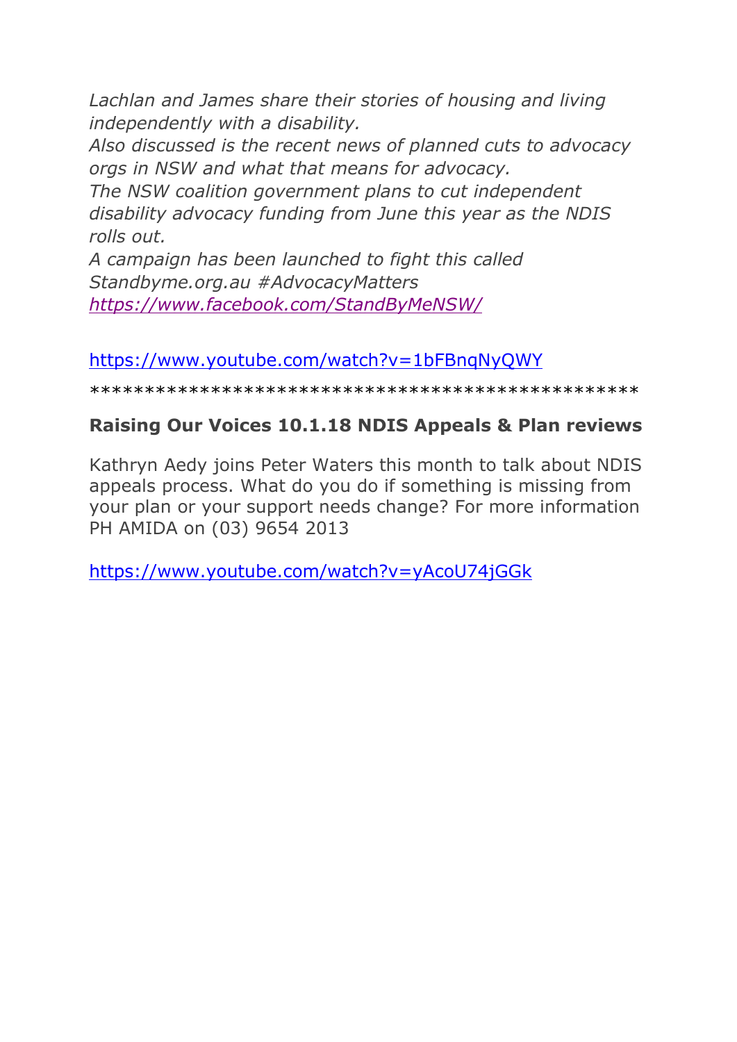*Lachlan and James share their stories of housing and living independently with a disability.*
*Also discussed is the recent news of planned cuts to advocacy orgs in NSW and what that means for advocacy.*
*The NSW coalition government plans to cut independent disability advocacy funding from June this year as the NDIS rolls out.*
*A campaign has been launched to fight this called Standbyme.org.au #AdvocacyMatters*
*https://www.facebook.com/StandByMeNSW/*

https://www.youtube.com/watch?v=1bFBnqNyQWY

**************************************************

**Raising Our Voices 10.1.18 NDIS Appeals & Plan reviews**

Kathryn Aedy joins Peter Waters this month to talk about NDIS appeals process. What do you do if something is missing from your plan or your support needs change? For more information PH AMIDA on (03) 9654 2013

https://www.youtube.com/watch?v=yAcoU74jGGk